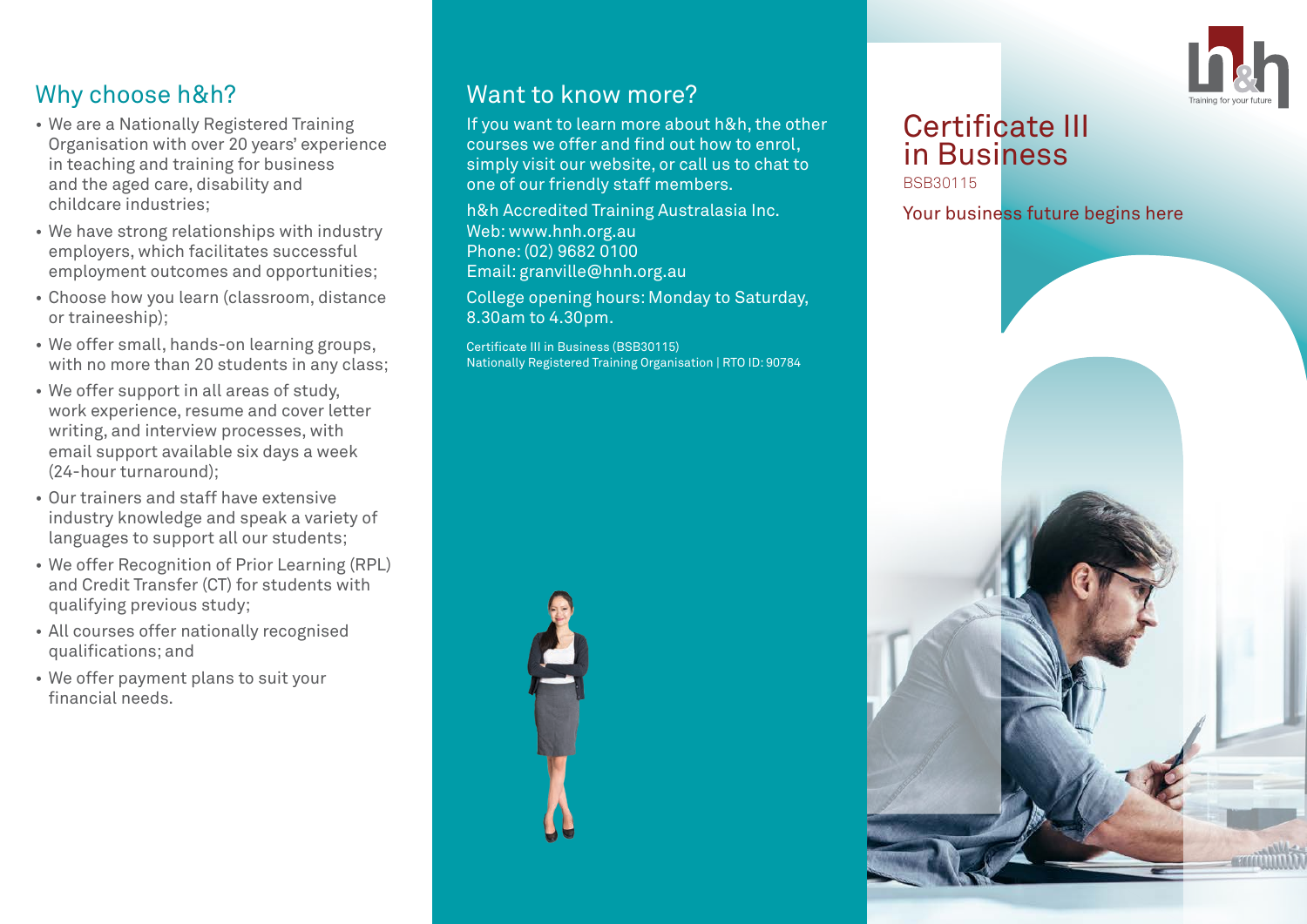## Why choose h&h?

- We are a Nationally Registered Training Organisation with over 20 years' experience in teaching and training for business and the aged care, disability and childcare industries;
- We have strong relationships with industry employers, which facilitates successful employment outcomes and opportunities;
- Choose how you learn (classroom, distance or traineeship);
- We offer small, hands-on learning groups, with no more than 20 students in any class;
- We offer support in all areas of study, work experience, resume and cover letter writing, and interview processes, with email support available six days a week (24-hour turnaround);
- Our trainers and staff have extensive industry knowledge and speak a variety of languages to support all our students;
- We offer Recognition of Prior Learning (RPL) and Credit Transfer (CT) for students with qualifying previous study;
- All courses offer nationally recognised qualifications; and
- We offer payment plans to suit your financial needs.

## Want to know more?

If you want to learn more about h&h, the other courses we offer and find out how to enrol, simply visit our website, or call us to chat to one of our friendly staff members.

h&h Accredited Training Australasia Inc.
Web: www.hnh.org.au
Phone: (02) 9682 0100
Email: granville@hnh.org.au

College opening hours: Monday to Saturday, 8.30am to 4.30pm.

Certificate III in Business (BSB30115)
Nationally Registered Training Organisation | RTO ID: 90784

h&h
Training for your future

# Certificate III in Business

BSB30115

Your business future begins here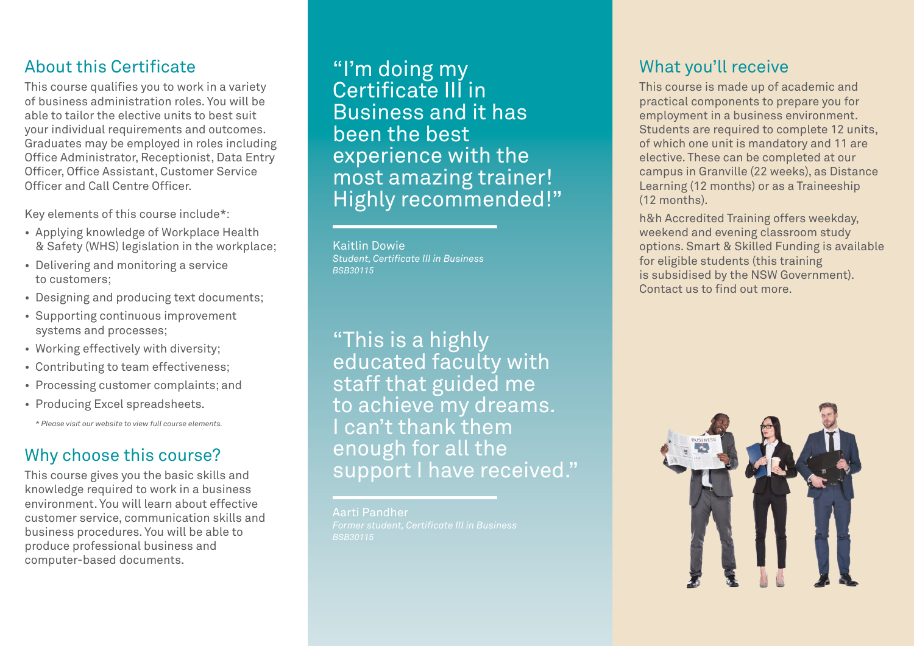## About this Certificate

This course qualifies you to work in a variety of business administration roles. You will be able to tailor the elective units to best suit your individual requirements and outcomes. Graduates may be employed in roles including Office Administrator, Receptionist, Data Entry Officer, Office Assistant, Customer Service Officer and Call Centre Officer.

Key elements of this course include*:

- Applying knowledge of Workplace Health & Safety (WHS) legislation in the workplace;
- Delivering and monitoring a service to customers;
- Designing and producing text documents;
- Supporting continuous improvement systems and processes;
- Working effectively with diversity;
- Contributing to team effectiveness;
- Processing customer complaints; and
- Producing Excel spreadsheets.

*\* Please visit our website to view full course elements.*

## Why choose this course?

This course gives you the basic skills and knowledge required to work in a business environment. You will learn about effective customer service, communication skills and business procedures. You will be able to produce professional business and computer-based documents.

> "I'm doing my Certificate III in Business and it has been the best experience with the most amazing trainer! Highly recommended!"

Kaitlin Dowie
*Student, Certificate III in Business BSB30115*

> "This is a highly educated faculty with staff that guided me to achieve my dreams. I can't thank them enough for all the support I have received."

Aarti Pandher
*Former student, Certificate III in Business BSB30115*

## What you'll receive

This course is made up of academic and practical components to prepare you for employment in a business environment. Students are required to complete 12 units, of which one unit is mandatory and 11 are elective. These can be completed at our campus in Granville (22 weeks), as Distance Learning (12 months) or as a Traineeship (12 months).

h&h Accredited Training offers weekday, weekend and evening classroom study options. Smart & Skilled Funding is available for eligible students (this training is subsidised by the NSW Government). Contact us to find out more.